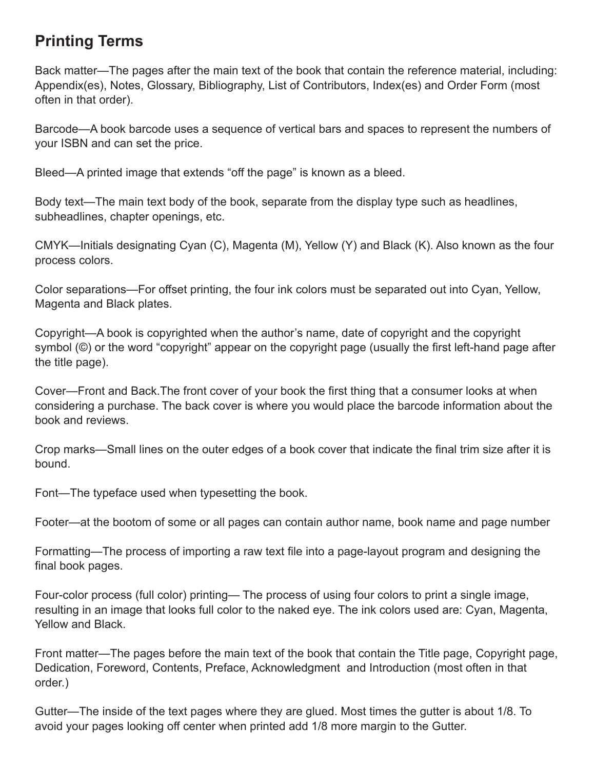## Printing Terms

Back matter—The pages after the main text of the book that contain the reference material, including: Appendix(es), Notes, Glossary, Bibliography, List of Contributors, Index(es) and Order Form (most often in that order).

Barcode—A book barcode uses a sequence of vertical bars and spaces to represent the numbers of your ISBN and can set the price.

Bleed—A printed image that extends "off the page" is known as a bleed.

Body text—The main text body of the book, separate from the display type such as headlines, subheadlines, chapter openings, etc.

CMYK—Initials designating Cyan (C), Magenta (M), Yellow (Y) and Black (K). Also known as the four process colors.

Color separations—For offset printing, the four ink colors must be separated out into Cyan, Yellow, Magenta and Black plates.

Copyright—A book is copyrighted when the author's name, date of copyright and the copyright symbol (©) or the word "copyright" appear on the copyright page (usually the first left-hand page after the title page).

Cover—Front and Back.The front cover of your book the first thing that a consumer looks at when considering a purchase. The back cover is where you would place the barcode information about the book and reviews.

Crop marks—Small lines on the outer edges of a book cover that indicate the final trim size after it is bound.

Font—The typeface used when typesetting the book.

Footer—at the bootom of some or all pages can contain author name, book name and page number

Formatting—The process of importing a raw text file into a page-layout program and designing the final book pages.

Four-color process (full color) printing— The process of using four colors to print a single image, resulting in an image that looks full color to the naked eye. The ink colors used are: Cyan, Magenta, Yellow and Black.

Front matter—The pages before the main text of the book that contain the Title page, Copyright page, Dedication, Foreword, Contents, Preface, Acknowledgment and Introduction (most often in that order.)

Gutter—The inside of the text pages where they are glued. Most times the gutter is about 1/8. To avoid your pages looking off center when printed add 1/8 more margin to the Gutter.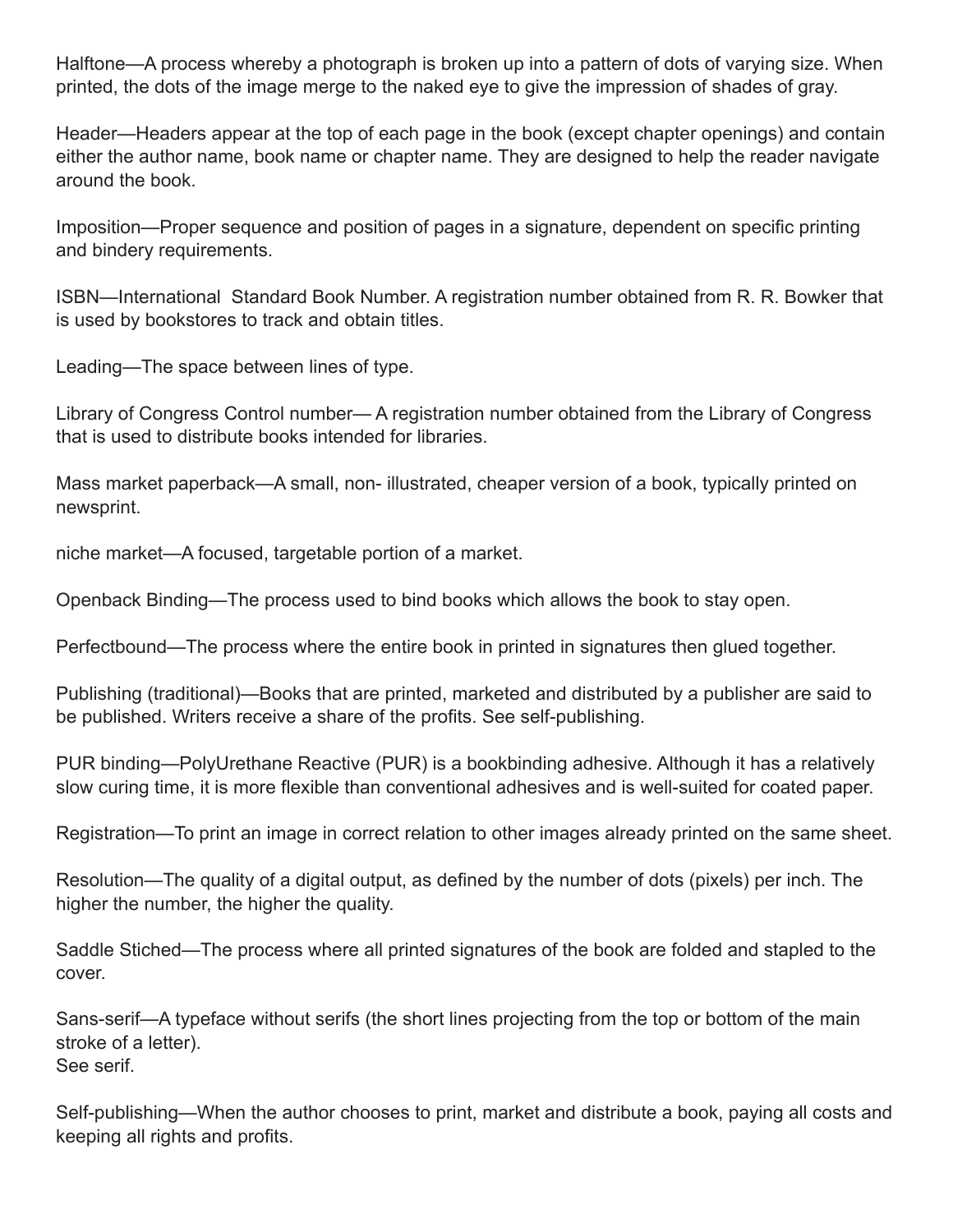Halftone—A process whereby a photograph is broken up into a pattern of dots of varying size. When printed, the dots of the image merge to the naked eye to give the impression of shades of gray.

Header—Headers appear at the top of each page in the book (except chapter openings) and contain either the author name, book name or chapter name. They are designed to help the reader navigate around the book.

Imposition—Proper sequence and position of pages in a signature, dependent on specific printing and bindery requirements.

ISBN—International Standard Book Number. A registration number obtained from R. R. Bowker that is used by bookstores to track and obtain titles.

Leading—The space between lines of type.

Library of Congress Control number— A registration number obtained from the Library of Congress that is used to distribute books intended for libraries.

Mass market paperback—A small, non- illustrated, cheaper version of a book, typically printed on newsprint.

niche market—A focused, targetable portion of a market.

Openback Binding—The process used to bind books which allows the book to stay open.

Perfectbound—The process where the entire book in printed in signatures then glued together.

Publishing (traditional)—Books that are printed, marketed and distributed by a publisher are said to be published. Writers receive a share of the profits. See self-publishing.

PUR binding—PolyUrethane Reactive (PUR) is a bookbinding adhesive. Although it has a relatively slow curing time, it is more flexible than conventional adhesives and is well-suited for coated paper.

Registration—To print an image in correct relation to other images already printed on the same sheet.

Resolution—The quality of a digital output, as defined by the number of dots (pixels) per inch. The higher the number, the higher the quality.

Saddle Stiched—The process where all printed signatures of the book are folded and stapled to the cover.

Sans-serif—A typeface without serifs (the short lines projecting from the top or bottom of the main stroke of a letter).
See serif.

Self-publishing—When the author chooses to print, market and distribute a book, paying all costs and keeping all rights and profits.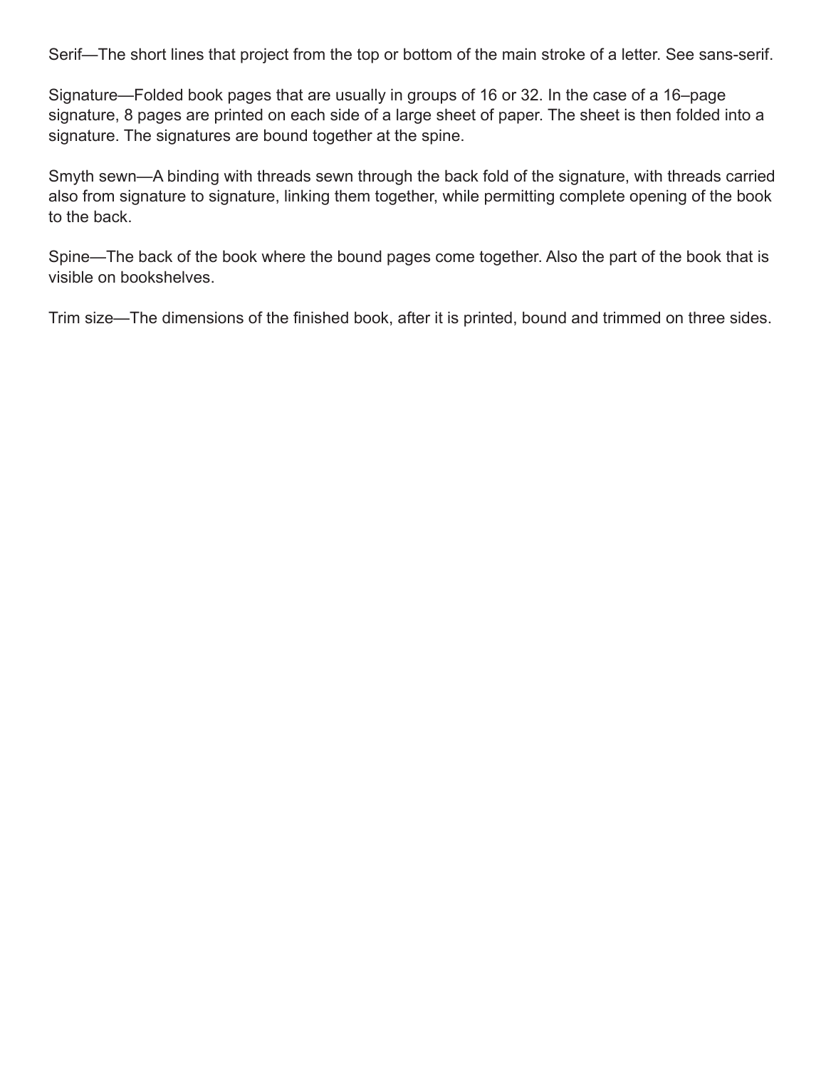Serif—The short lines that project from the top or bottom of the main stroke of a letter. See sans-serif.

Signature—Folded book pages that are usually in groups of 16 or 32. In the case of a 16–page signature, 8 pages are printed on each side of a large sheet of paper. The sheet is then folded into a signature. The signatures are bound together at the spine.

Smyth sewn—A binding with threads sewn through the back fold of the signature, with threads carried also from signature to signature, linking them together, while permitting complete opening of the book to the back.

Spine—The back of the book where the bound pages come together. Also the part of the book that is visible on bookshelves.

Trim size—The dimensions of the finished book, after it is printed, bound and trimmed on three sides.